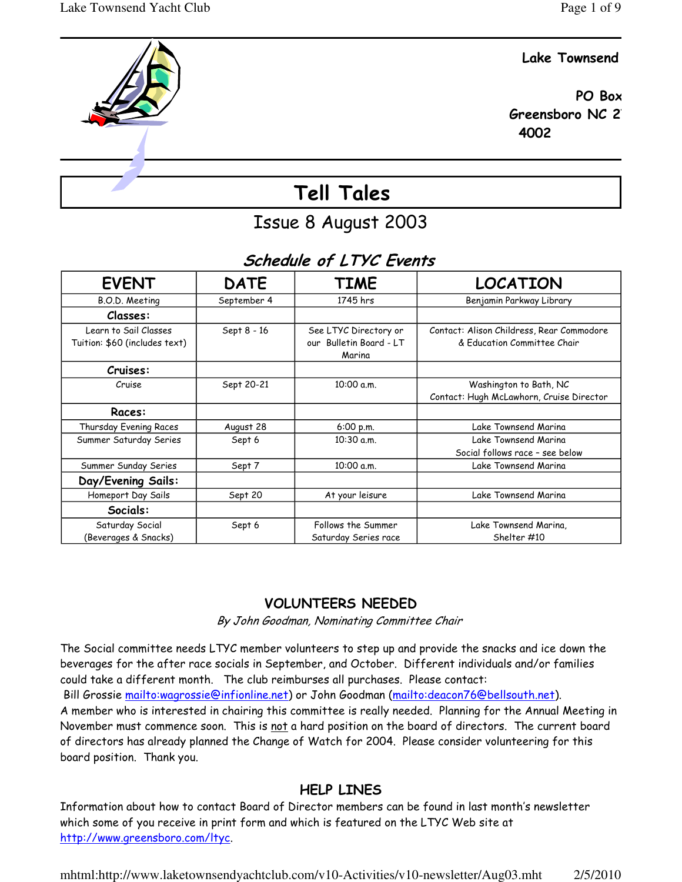Lake Townsend

PO Box
Greensboro NC 2
4002

# Tell Tales

## Issue 8 August 2003

### *Schedule of LTYC Events*

| EVENT | DATE | TIME | LOCATION |
|---|---|---|---|
| B.O.D. Meeting | September 4 | 1745 hrs | Benjamin Parkway Library |
| **Classes:** | | | |
| Learn to Sail Classes Tuition: $60 (includes text) | Sept 8 - 16 | See LTYC Directory or our Bulletin Board - LT Marina | Contact: Alison Childress, Rear Commodore & Education Committee Chair |
| **Cruises:** | | | |
| Cruise | Sept 20-21 | 10:00 a.m. | Washington to Bath, NC Contact: Hugh McLawhorn, Cruise Director |
| **Races:** | | | |
| Thursday Evening Races | August 28 | 6:00 p.m. | Lake Townsend Marina |
| Summer Saturday Series | Sept 6 | 10:30 a.m. | Lake Townsend Marina Social follows race – see below |
| Summer Sunday Series | Sept 7 | 10:00 a.m. | Lake Townsend Marina |
| **Day/Evening Sails:** | | | |
| Homeport Day Sails | Sept 20 | At your leisure | Lake Townsend Marina |
| **Socials:** | | | |
| Saturday Social (Beverages & Snacks) | Sept 6 | Follows the Summer Saturday Series race | Lake Townsend Marina, Shelter #10 |

### VOLUNTEERS NEEDED

*By John Goodman, Nominating Committee Chair*

The Social committee needs LTYC member volunteers to step up and provide the snacks and ice down the beverages for the after race socials in September, and October. Different individuals and/or families could take a different month. The club reimburses all purchases. Please contact:
Bill Grossie mailto:wagrossie@infionline.net) or John Goodman (mailto:deacon76@bellsouth.net).
A member who is interested in chairing this committee is really needed. Planning for the Annual Meeting in November must commence soon. This is not a hard position on the board of directors. The current board of directors has already planned the Change of Watch for 2004. Please consider volunteering for this board position. Thank you.

### HELP LINES

Information about how to contact Board of Director members can be found in last month's newsletter which some of you receive in print form and which is featured on the LTYC Web site at http://www.greensboro.com/ltyc.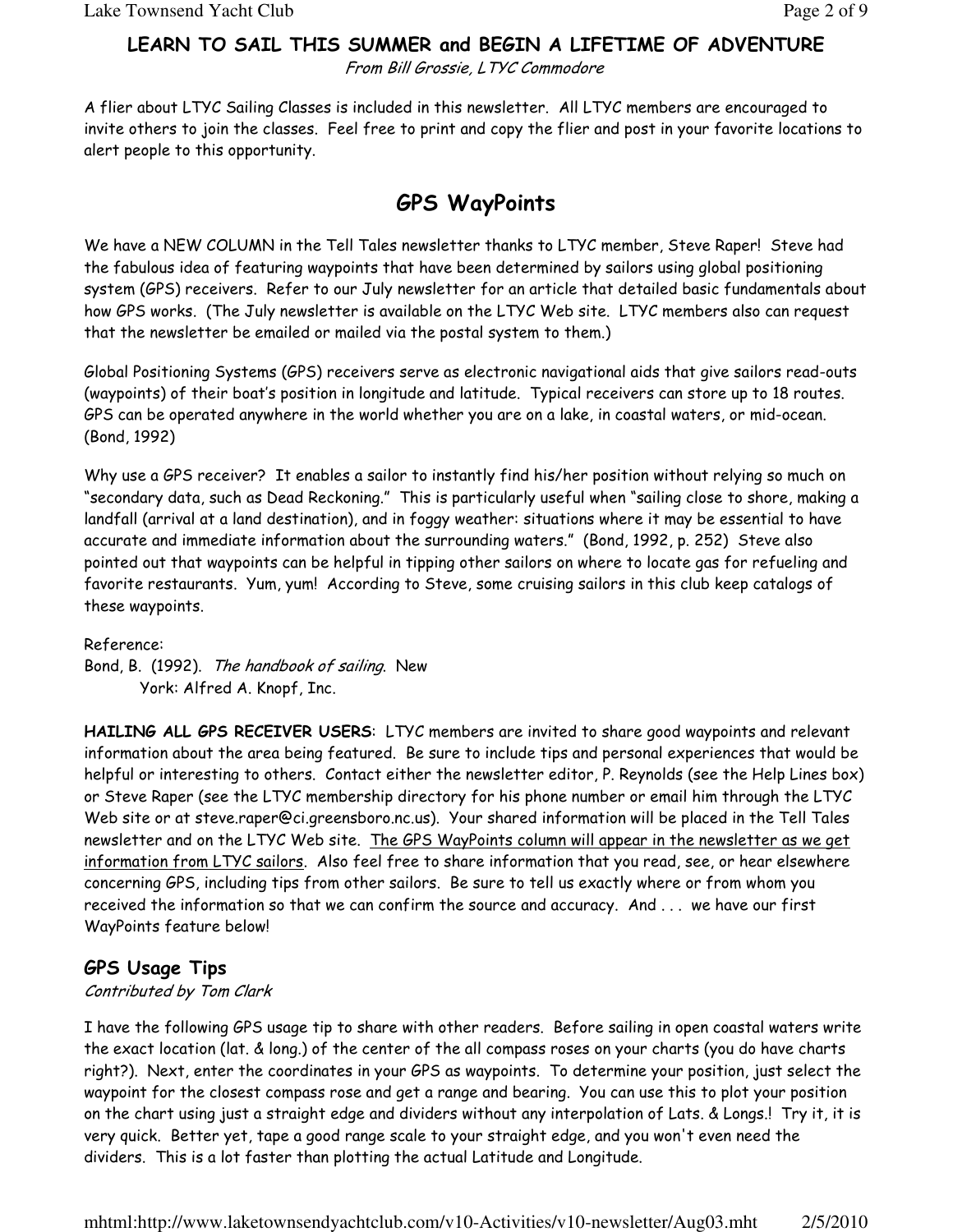## LEARN TO SAIL THIS SUMMER and BEGIN A LIFETIME OF ADVENTURE

*From Bill Grossie, LTYC Commodore*

A flier about LTYC Sailing Classes is included in this newsletter. All LTYC members are encouraged to invite others to join the classes. Feel free to print and copy the flier and post in your favorite locations to alert people to this opportunity.

# GPS WayPoints

We have a NEW COLUMN in the Tell Tales newsletter thanks to LTYC member, Steve Raper! Steve had the fabulous idea of featuring waypoints that have been determined by sailors using global positioning system (GPS) receivers. Refer to our July newsletter for an article that detailed basic fundamentals about how GPS works. (The July newsletter is available on the LTYC Web site. LTYC members also can request that the newsletter be emailed or mailed via the postal system to them.)

Global Positioning Systems (GPS) receivers serve as electronic navigational aids that give sailors read-outs (waypoints) of their boat's position in longitude and latitude. Typical receivers can store up to 18 routes. GPS can be operated anywhere in the world whether you are on a lake, in coastal waters, or mid-ocean. (Bond, 1992)

Why use a GPS receiver? It enables a sailor to instantly find his/her position without relying so much on "secondary data, such as Dead Reckoning." This is particularly useful when "sailing close to shore, making a landfall (arrival at a land destination), and in foggy weather: situations where it may be essential to have accurate and immediate information about the surrounding waters." (Bond, 1992, p. 252) Steve also pointed out that waypoints can be helpful in tipping other sailors on where to locate gas for refueling and favorite restaurants. Yum, yum! According to Steve, some cruising sailors in this club keep catalogs of these waypoints.

Reference:
Bond, B. (1992). *The handbook of sailing*. New York: Alfred A. Knopf, Inc.

**HAILING ALL GPS RECEIVER USERS**: LTYC members are invited to share good waypoints and relevant information about the area being featured. Be sure to include tips and personal experiences that would be helpful or interesting to others. Contact either the newsletter editor, P. Reynolds (see the Help Lines box) or Steve Raper (see the LTYC membership directory for his phone number or email him through the LTYC Web site or at steve.raper@ci.greensboro.nc.us). Your shared information will be placed in the Tell Tales newsletter and on the LTYC Web site. <u>The GPS WayPoints column will appear in the newsletter as we get information from LTYC sailors</u>. Also feel free to share information that you read, see, or hear elsewhere concerning GPS, including tips from other sailors. Be sure to tell us exactly where or from whom you received the information so that we can confirm the source and accuracy. And . . . we have our first WayPoints feature below!

## GPS Usage Tips

*Contributed by Tom Clark*

I have the following GPS usage tip to share with other readers. Before sailing in open coastal waters write the exact location (lat. & long.) of the center of the all compass roses on your charts (you do have charts right?). Next, enter the coordinates in your GPS as waypoints. To determine your position, just select the waypoint for the closest compass rose and get a range and bearing. You can use this to plot your position on the chart using just a straight edge and dividers without any interpolation of Lats. & Longs.! Try it, it is very quick. Better yet, tape a good range scale to your straight edge, and you won't even need the dividers. This is a lot faster than plotting the actual Latitude and Longitude.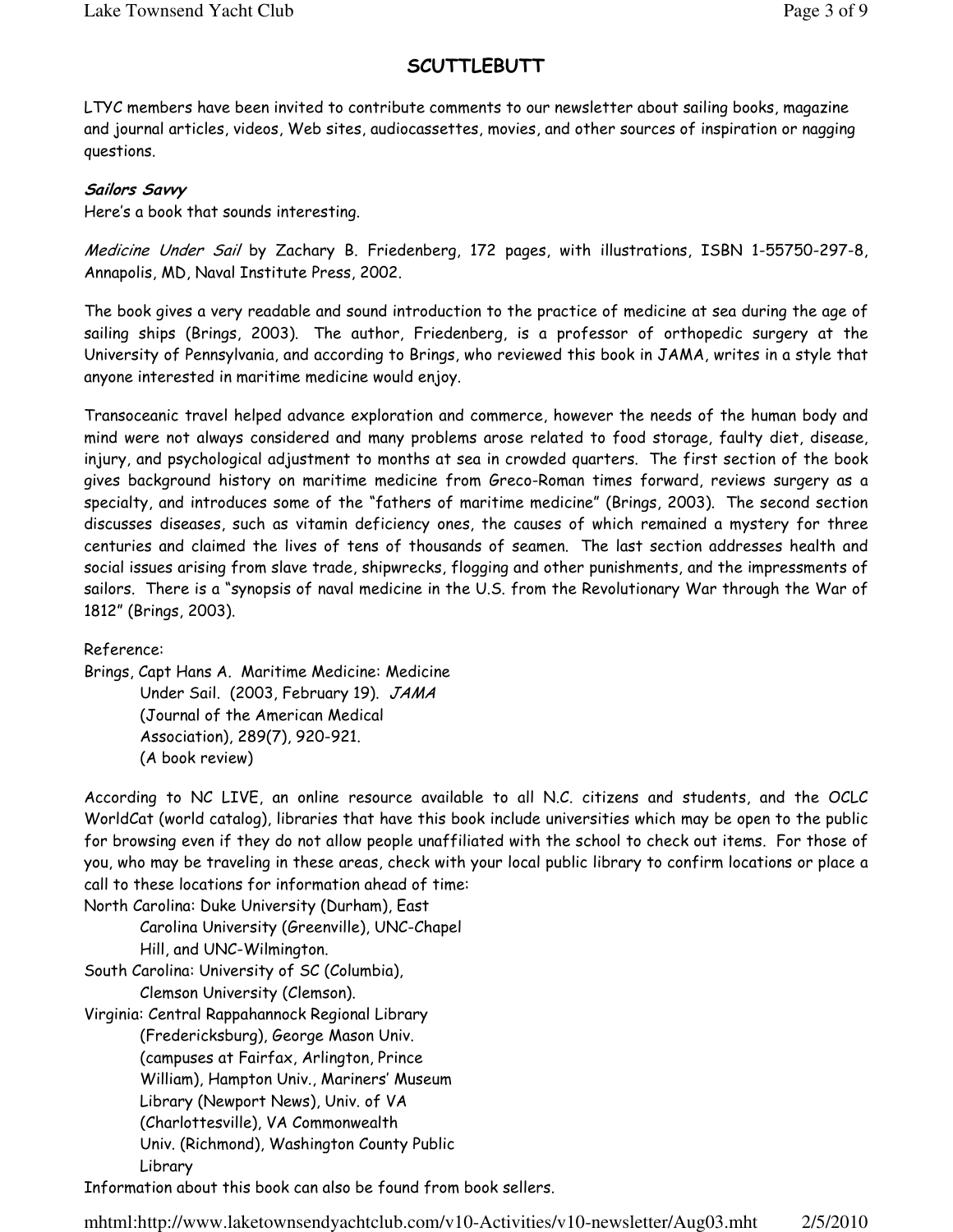## SCUTTLEBUTT

LTYC members have been invited to contribute comments to our newsletter about sailing books, magazine and journal articles, videos, Web sites, audiocassettes, movies, and other sources of inspiration or nagging questions.

***Sailors Savvy***

Here's a book that sounds interesting.

*Medicine Under Sail* by Zachary B. Friedenberg, 172 pages, with illustrations, ISBN 1-55750-297-8, Annapolis, MD, Naval Institute Press, 2002.

The book gives a very readable and sound introduction to the practice of medicine at sea during the age of sailing ships (Brings, 2003). The author, Friedenberg, is a professor of orthopedic surgery at the University of Pennsylvania, and according to Brings, who reviewed this book in JAMA, writes in a style that anyone interested in maritime medicine would enjoy.

Transoceanic travel helped advance exploration and commerce, however the needs of the human body and mind were not always considered and many problems arose related to food storage, faulty diet, disease, injury, and psychological adjustment to months at sea in crowded quarters. The first section of the book gives background history on maritime medicine from Greco-Roman times forward, reviews surgery as a specialty, and introduces some of the "fathers of maritime medicine" (Brings, 2003). The second section discusses diseases, such as vitamin deficiency ones, the causes of which remained a mystery for three centuries and claimed the lives of tens of thousands of seamen. The last section addresses health and social issues arising from slave trade, shipwrecks, flogging and other punishments, and the impressments of sailors. There is a "synopsis of naval medicine in the U.S. from the Revolutionary War through the War of 1812" (Brings, 2003).

Reference:

Brings, Capt Hans A. Maritime Medicine: Medicine Under Sail. (2003, February 19). *JAMA* (Journal of the American Medical Association), 289(7), 920-921. (A book review)

According to NC LIVE, an online resource available to all N.C. citizens and students, and the OCLC WorldCat (world catalog), libraries that have this book include universities which may be open to the public for browsing even if they do not allow people unaffiliated with the school to check out items. For those of you, who may be traveling in these areas, check with your local public library to confirm locations or place a call to these locations for information ahead of time:

North Carolina: Duke University (Durham), East Carolina University (Greenville), UNC-Chapel Hill, and UNC-Wilmington.

South Carolina: University of SC (Columbia), Clemson University (Clemson).

Virginia: Central Rappahannock Regional Library (Fredericksburg), George Mason Univ. (campuses at Fairfax, Arlington, Prince William), Hampton Univ., Mariners' Museum Library (Newport News), Univ. of VA (Charlottesville), VA Commonwealth Univ. (Richmond), Washington County Public Library

Information about this book can also be found from book sellers.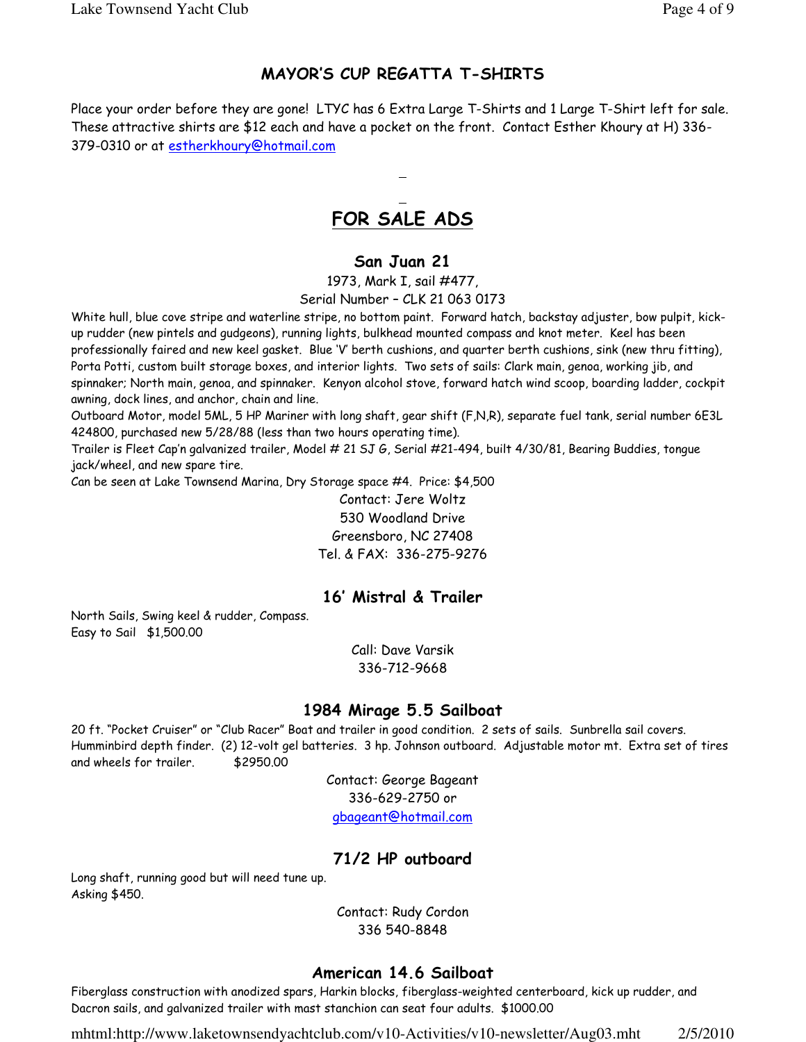## MAYOR'S CUP REGATTA T-SHIRTS

Place your order before they are gone! LTYC has 6 Extra Large T-Shirts and 1 Large T-Shirt left for sale. These attractive shirts are $12 each and have a pocket on the front. Contact Esther Khoury at H) 336-379-0310 or at estherkhoury@hotmail.com

# FOR SALE ADS

### San Juan 21

1973, Mark I, sail #477,
Serial Number – CLK 21 063 0173

White hull, blue cove stripe and waterline stripe, no bottom paint. Forward hatch, backstay adjuster, bow pulpit, kick-up rudder (new pintels and gudgeons), running lights, bulkhead mounted compass and knot meter. Keel has been professionally faired and new keel gasket. Blue 'V' berth cushions, and quarter berth cushions, sink (new thru fitting), Porta Potti, custom built storage boxes, and interior lights. Two sets of sails: Clark main, genoa, working jib, and spinnaker; North main, genoa, and spinnaker. Kenyon alcohol stove, forward hatch wind scoop, boarding ladder, cockpit awning, dock lines, and anchor, chain and line.

Outboard Motor, model 5ML, 5 HP Mariner with long shaft, gear shift (F,N,R), separate fuel tank, serial number 6E3L 424800, purchased new 5/28/88 (less than two hours operating time).

Trailer is Fleet Cap'n galvanized trailer, Model # 21 SJ G, Serial #21-494, built 4/30/81, Bearing Buddies, tongue jack/wheel, and new spare tire.

Can be seen at Lake Townsend Marina, Dry Storage space #4. Price: $4,500

Contact: Jere Woltz
530 Woodland Drive
Greensboro, NC 27408
Tel. & FAX: 336-275-9276

### 16' Mistral & Trailer

North Sails, Swing keel & rudder, Compass.
Easy to Sail $1,500.00

Call: Dave Varsik
336-712-9668

### 1984 Mirage 5.5 Sailboat

20 ft. "Pocket Cruiser" or "Club Racer" Boat and trailer in good condition. 2 sets of sails. Sunbrella sail covers. Humminbird depth finder. (2) 12-volt gel batteries. 3 hp. Johnson outboard. Adjustable motor mt. Extra set of tires and wheels for trailer. $2950.00

Contact: George Bageant
336-629-2750 or
gbageant@hotmail.com

### 71/2 HP outboard

Long shaft, running good but will need tune up.
Asking $450.

Contact: Rudy Cordon
336 540-8848

### American 14.6 Sailboat

Fiberglass construction with anodized spars, Harkin blocks, fiberglass-weighted centerboard, kick up rudder, and Dacron sails, and galvanized trailer with mast stanchion can seat four adults. $1000.00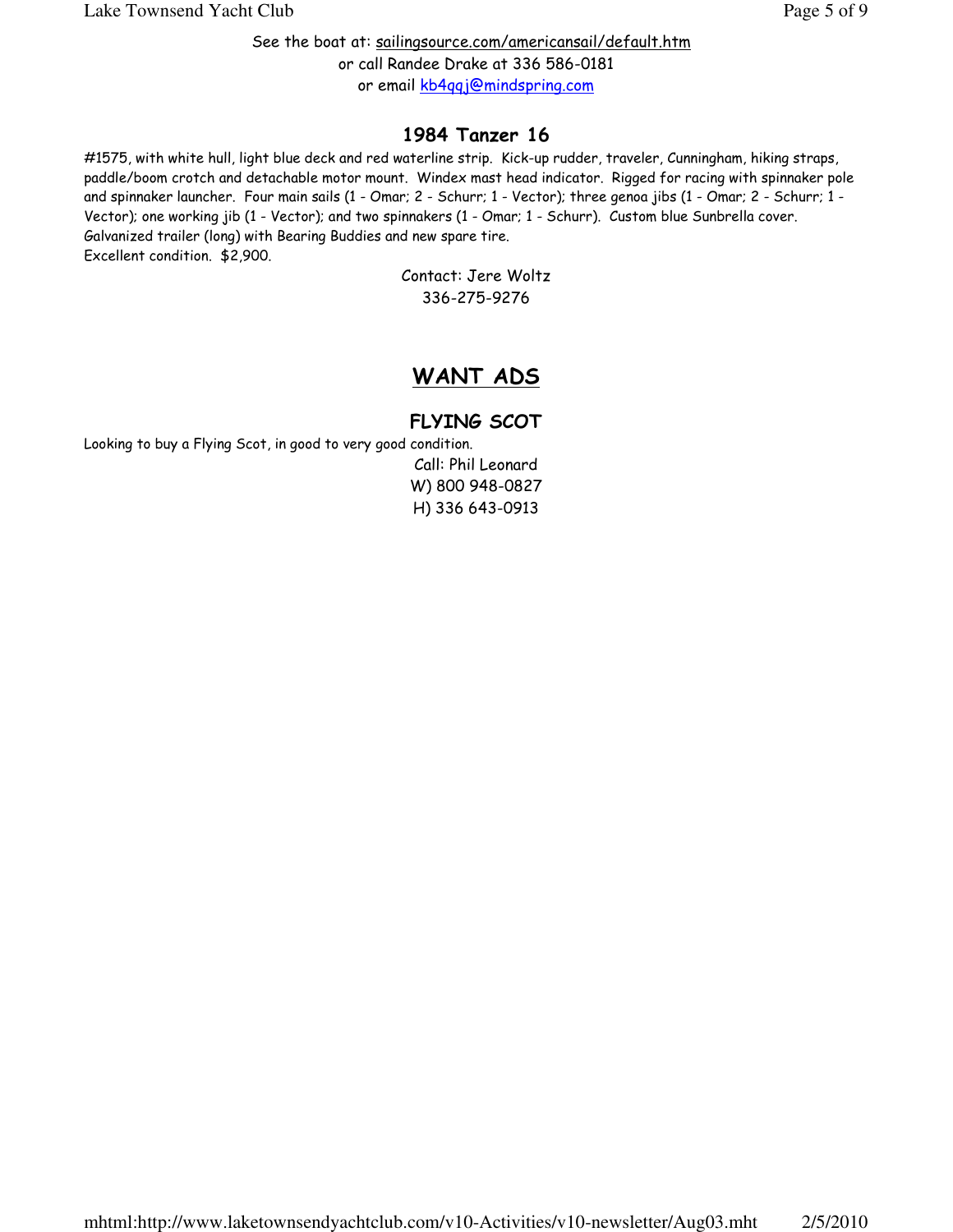See the boat at: sailingsource.com/americansail/default.htm
or call Randee Drake at 336 586-0181
or email kb4qqj@mindspring.com

### 1984 Tanzer 16

#1575, with white hull, light blue deck and red waterline strip. Kick-up rudder, traveler, Cunningham, hiking straps, paddle/boom crotch and detachable motor mount. Windex mast head indicator. Rigged for racing with spinnaker pole and spinnaker launcher. Four main sails (1 - Omar; 2 - Schurr; 1 - Vector); three genoa jibs (1 - Omar; 2 - Schurr; 1 - Vector); one working jib (1 - Vector); and two spinnakers (1 - Omar; 1 - Schurr). Custom blue Sunbrella cover. Galvanized trailer (long) with Bearing Buddies and new spare tire.
Excellent condition. $2,900.

Contact: Jere Woltz
336-275-9276

## WANT ADS

### FLYING SCOT

Looking to buy a Flying Scot, in good to very good condition.

Call: Phil Leonard
W) 800 948-0827
H) 336 643-0913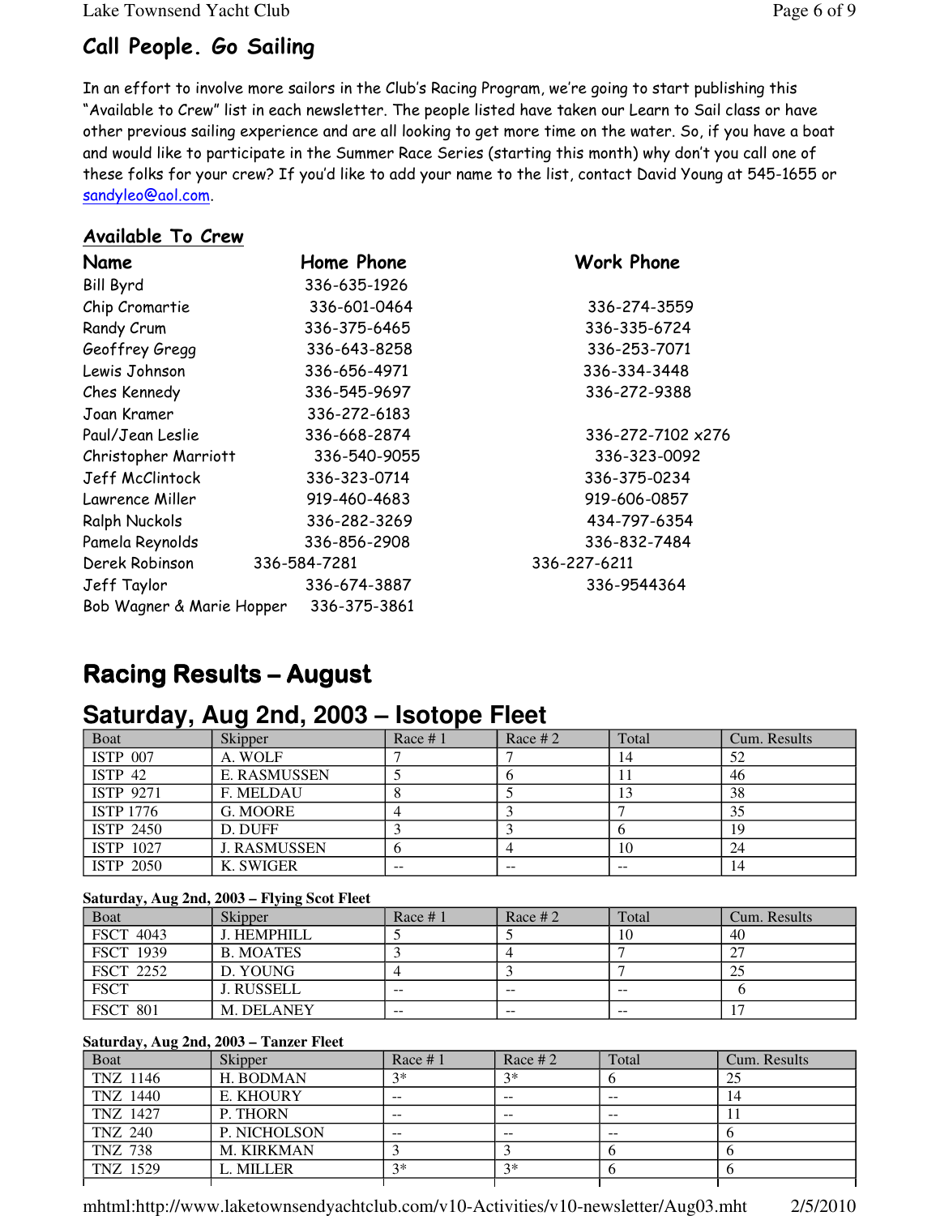## Call People. Go Sailing

In an effort to involve more sailors in the Club's Racing Program, we're going to start publishing this "Available to Crew" list in each newsletter. The people listed have taken our Learn to Sail class or have other previous sailing experience and are all looking to get more time on the water. So, if you have a boat and would like to participate in the Summer Race Series (starting this month) why don't you call one of these folks for your crew? If you'd like to add your name to the list, contact David Young at 545-1655 or sandyleo@aol.com.

### Available To Crew

| Name | Home Phone | Work Phone |
|---|---|---|
| Bill Byrd | 336-635-1926 | |
| Chip Cromartie | 336-601-0464 | 336-274-3559 |
| Randy Crum | 336-375-6465 | 336-335-6724 |
| Geoffrey Gregg | 336-643-8258 | 336-253-7071 |
| Lewis Johnson | 336-656-4971 | 336-334-3448 |
| Ches Kennedy | 336-545-9697 | 336-272-9388 |
| Joan Kramer | 336-272-6183 | |
| Paul/Jean Leslie | 336-668-2874 | 336-272-7102 x276 |
| Christopher Marriott | 336-540-9055 | 336-323-0092 |
| Jeff McClintock | 336-323-0714 | 336-375-0234 |
| Lawrence Miller | 919-460-4683 | 919-606-0857 |
| Ralph Nuckols | 336-282-3269 | 434-797-6354 |
| Pamela Reynolds | 336-856-2908 | 336-832-7484 |
| Derek Robinson | 336-584-7281 | 336-227-6211 |
| Jeff Taylor | 336-674-3887 | 336-9544364 |
| Bob Wagner & Marie Hopper | 336-375-3861 | |

# Racing Results – August

## Saturday, Aug 2nd, 2003 – Isotope Fleet

| Boat | Skipper | Race # 1 | Race # 2 | Total | Cum. Results |
|---|---|---|---|---|---|
| ISTP 007 | A. WOLF | 7 | 7 | 14 | 52 |
| ISTP 42 | E. RASMUSSEN | 5 | 6 | 11 | 46 |
| ISTP 9271 | F. MELDAU | 8 | 5 | 13 | 38 |
| ISTP 1776 | G. MOORE | 4 | 3 | 7 | 35 |
| ISTP 2450 | D. DUFF | 3 | 3 | 6 | 19 |
| ISTP 1027 | J. RASMUSSEN | 6 | 4 | 10 | 24 |
| ISTP 2050 | K. SWIGER | -- | -- | -- | 14 |

**Saturday, Aug 2nd, 2003 – Flying Scot Fleet**

| Boat | Skipper | Race # 1 | Race # 2 | Total | Cum. Results |
|---|---|---|---|---|---|
| FSCT 4043 | J. HEMPHILL | 5 | 5 | 10 | 40 |
| FSCT 1939 | B. MOATES | 3 | 4 | 7 | 27 |
| FSCT 2252 | D. YOUNG | 4 | 3 | 7 | 25 |
| FSCT | J. RUSSELL | -- | -- | -- | 6 |
| FSCT 801 | M. DELANEY | -- | -- | -- | 17 |

**Saturday, Aug 2nd, 2003 – Tanzer Fleet**

| Boat | Skipper | Race # 1 | Race # 2 | Total | Cum. Results |
|---|---|---|---|---|---|
| TNZ 1146 | H. BODMAN | 3* | 3* | 6 | 25 |
| TNZ 1440 | E. KHOURY | -- | -- | -- | 14 |
| TNZ 1427 | P. THORN | -- | -- | -- | 11 |
| TNZ 240 | P. NICHOLSON | -- | -- | -- | 6 |
| TNZ 738 | M. KIRKMAN | 3 | 3 | 6 | 6 |
| TNZ 1529 | L. MILLER | 3* | 3* | 6 | 6 |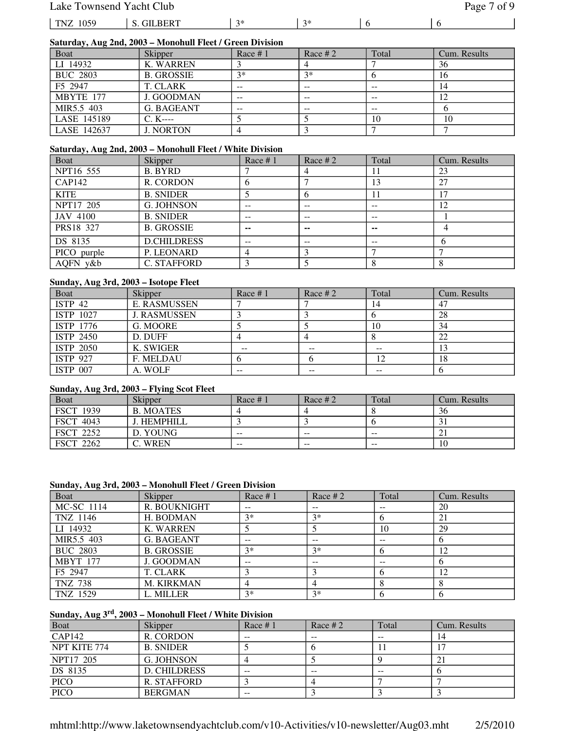| TNZ 1059 | S. GILBERT | 3* | 3* | 6 | 6 |
|---|---|---|---|---|---|

**Saturday, Aug 2nd, 2003 – Monohull Fleet / Green Division**

| Boat | Skipper | Race # 1 | Race # 2 | Total | Cum. Results |
|---|---|---|---|---|---|
| LI 14932 | K. WARREN | 3 | 4 | 7 | 36 |
| BUC 2803 | B. GROSSIE | 3* | 3* | 6 | 16 |
| F5 2947 | T. CLARK | -- | -- | -- | 14 |
| MBYTE 177 | J. GOODMAN | -- | -- | -- | 12 |
| MIR5.5 403 | G. BAGEANT | -- | -- | -- | 6 |
| LASE 145189 | C. K---- | 5 | 5 | 10 | 10 |
| LASE 142637 | J. NORTON | 4 | 3 | 7 | 7 |

**Saturday, Aug 2nd, 2003 – Monohull Fleet / White Division**

| Boat | Skipper | Race # 1 | Race # 2 | Total | Cum. Results |
|---|---|---|---|---|---|
| NPT16 555 | B. BYRD | 7 | 4 | 11 | 23 |
| CAP142 | R. CORDON | 6 | 7 | 13 | 27 |
| KITE | B. SNIDER | 5 | 6 | 11 | 17 |
| NPT17 205 | G. JOHNSON | -- | -- | -- | 12 |
| JAV 4100 | B. SNIDER | -- | -- | -- | 1 |
| PRS18 327 | B. GROSSIE | -- | -- | -- | 4 |
| DS 8135 | D.CHILDRESS | -- | -- | -- | 6 |
| PICO purple | P. LEONARD | 4 | 3 | 7 | 7 |
| AQFN y&b | C. STAFFORD | 3 | 5 | 8 | 8 |

**Sunday, Aug 3rd, 2003 – Isotope Fleet**

| Boat | Skipper | Race # 1 | Race # 2 | Total | Cum. Results |
|---|---|---|---|---|---|
| ISTP 42 | E. RASMUSSEN | 7 | 7 | 14 | 47 |
| ISTP 1027 | J. RASMUSSEN | 3 | 3 | 6 | 28 |
| ISTP 1776 | G. MOORE | 5 | 5 | 10 | 34 |
| ISTP 2450 | D. DUFF | 4 | 4 | 8 | 22 |
| ISTP 2050 | K. SWIGER | -- | -- | -- | 13 |
| ISTP 927 | F. MELDAU | 6 | 6 | 12 | 18 |
| ISTP 007 | A. WOLF | -- | -- | -- | 6 |

**Sunday, Aug 3rd, 2003 – Flying Scot Fleet**

| Boat | Skipper | Race # 1 | Race # 2 | Total | Cum. Results |
|---|---|---|---|---|---|
| FSCT 1939 | B. MOATES | 4 | 4 | 8 | 36 |
| FSCT 4043 | J. HEMPHILL | 3 | 3 | 6 | 31 |
| FSCT 2252 | D. YOUNG | -- | -- | -- | 21 |
| FSCT 2262 | C. WREN | -- | -- | -- | 10 |

**Sunday, Aug 3rd, 2003 – Monohull Fleet / Green Division**

| Boat | Skipper | Race # 1 | Race # 2 | Total | Cum. Results |
|---|---|---|---|---|---|
| MC-SC 1114 | R. BOUKNIGHT | -- | -- | -- | 20 |
| TNZ 1146 | H. BODMAN | 3* | 3* | 6 | 21 |
| LI 14932 | K. WARREN | 5 | 5 | 10 | 29 |
| MIR5.5 403 | G. BAGEANT | -- | -- | -- | 6 |
| BUC 2803 | B. GROSSIE | 3* | 3* | 6 | 12 |
| MBYT 177 | J. GOODMAN | -- | -- | -- | 6 |
| F5 2947 | T. CLARK | 3 | 3 | 6 | 12 |
| TNZ 738 | M. KIRKMAN | 4 | 4 | 8 | 8 |
| TNZ 1529 | L. MILLER | 3* | 3* | 6 | 6 |

**Sunday, Aug 3rd, 2003 – Monohull Fleet / White Division**

| Boat | Skipper | Race # 1 | Race # 2 | Total | Cum. Results |
|---|---|---|---|---|---|
| CAP142 | R. CORDON | -- | -- | -- | 14 |
| NPT KITE 774 | B. SNIDER | 5 | 6 | 11 | 17 |
| NPT17 205 | G. JOHNSON | 4 | 5 | 9 | 21 |
| DS 8135 | D. CHILDRESS | -- | -- | -- | 6 |
| PICO | R. STAFFORD | 3 | 4 | 7 | 7 |
| PICO | BERGMAN | -- | 3 | 3 | 3 |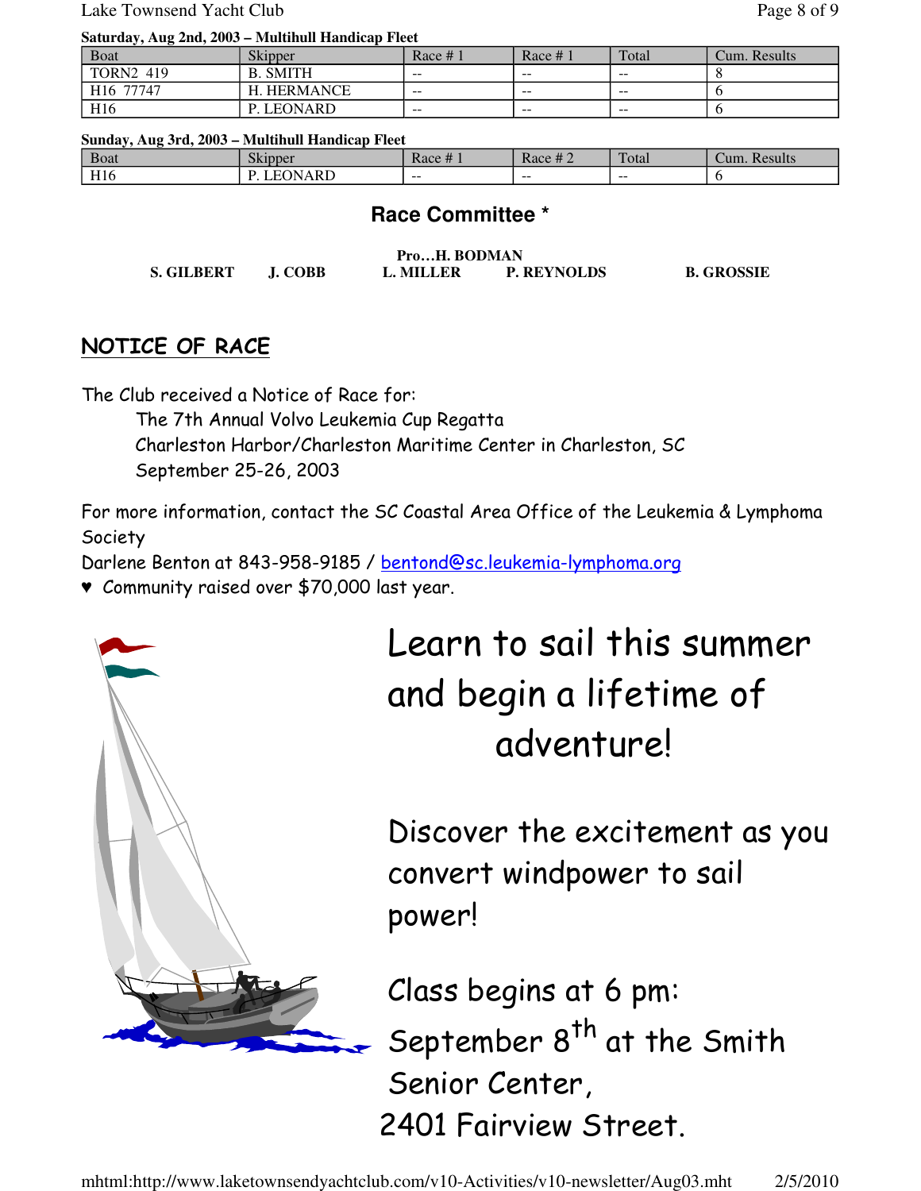**Saturday, Aug 2nd, 2003 – Multihull Handicap Fleet**

| Boat | Skipper | Race # 1 | Race # 1 | Total | Cum. Results |
|---|---|---|---|---|---|
| TORN2 419 | B. SMITH | -- | -- | -- | 8 |
| H16 77747 | H. HERMANCE | -- | -- | -- | 6 |
| H16 | P. LEONARD | -- | -- | -- | 6 |

**Sunday, Aug 3rd, 2003 – Multihull Handicap Fleet**

| Boat | Skipper | Race # 1 | Race # 2 | Total | Cum. Results |
|---|---|---|---|---|---|
| H16 | P. LEONARD | -- | -- | -- | 6 |

## Race Committee *

**Pro…H. BODMAN**

**S. GILBERT** **J. COBB** **L. MILLER** **P. REYNOLDS** **B. GROSSIE**

## NOTICE OF RACE

The Club received a Notice of Race for:

The 7th Annual Volvo Leukemia Cup Regatta
Charleston Harbor/Charleston Maritime Center in Charleston, SC
September 25-26, 2003

For more information, contact the SC Coastal Area Office of the Leukemia & Lymphoma Society
Darlene Benton at 843-958-9185 / bentond@sc.leukemia-lymphoma.org

♥ Community raised over $70,000 last year.

# Learn to sail this summer and begin a lifetime of adventure!

## Discover the excitement as you convert windpower to sail power!

## Class begins at 6 pm: September 8th at the Smith Senior Center, 2401 Fairview Street.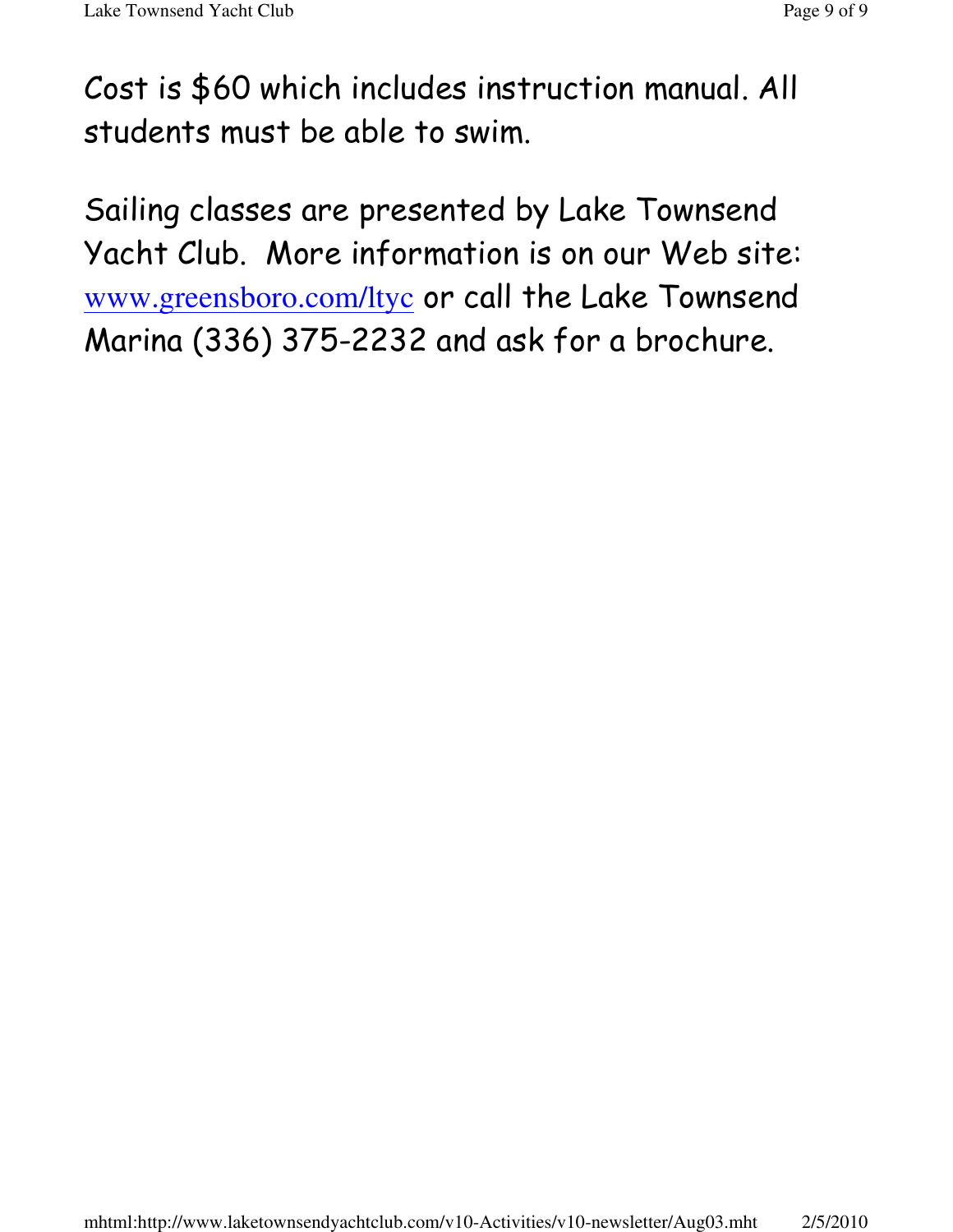Cost is $60 which includes instruction manual. All students must be able to swim.

Sailing classes are presented by Lake Townsend Yacht Club. More information is on our Web site: [www.greensboro.com/ltyc](http://www.greensboro.com/ltyc) or call the Lake Townsend Marina (336) 375-2232 and ask for a brochure.